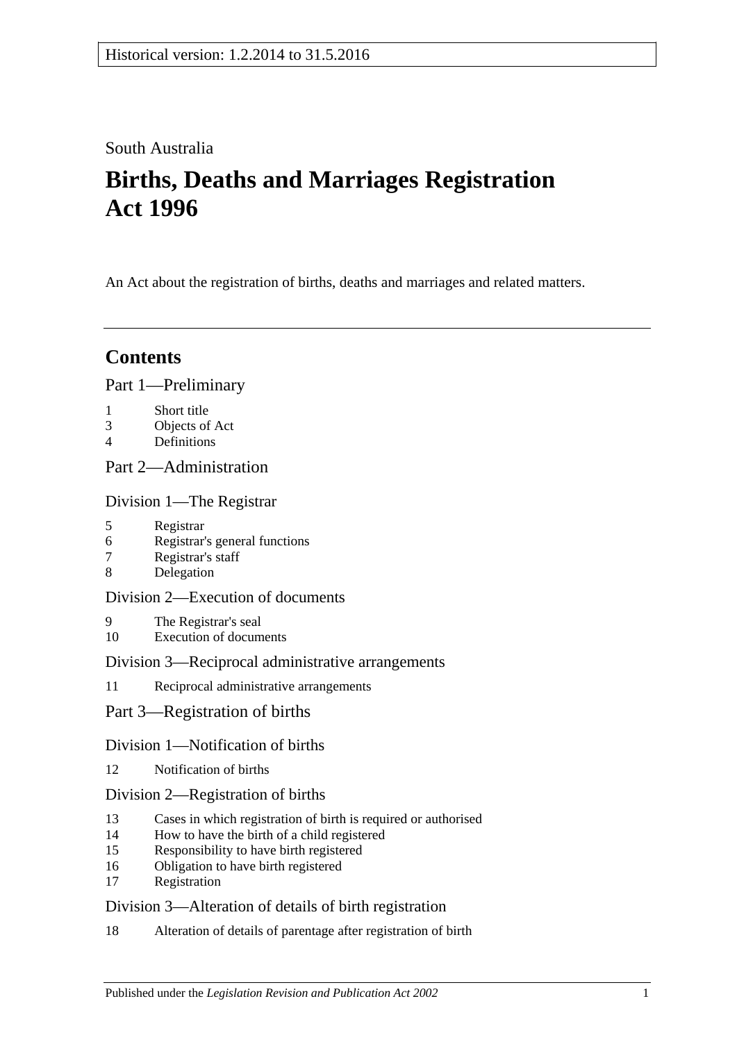Historical version: 1.2.2014 to 31.5.2016

South Australia

# Births, Deaths and Marriages Registration Act 1996

An Act about the registration of births, deaths and marriages and related matters.

---

## Contents

Part 1—Preliminary

1 Short title
3 Objects of Act
4 Definitions

Part 2—Administration

Division 1—The Registrar

5 Registrar
6 Registrar's general functions
7 Registrar's staff
8 Delegation

Division 2—Execution of documents

9 The Registrar's seal
10 Execution of documents

Division 3—Reciprocal administrative arrangements

11 Reciprocal administrative arrangements

Part 3—Registration of births

Division 1—Notification of births

12 Notification of births

Division 2—Registration of births

13 Cases in which registration of birth is required or authorised
14 How to have the birth of a child registered
15 Responsibility to have birth registered
16 Obligation to have birth registered
17 Registration

Division 3—Alteration of details of birth registration

18 Alteration of details of parentage after registration of birth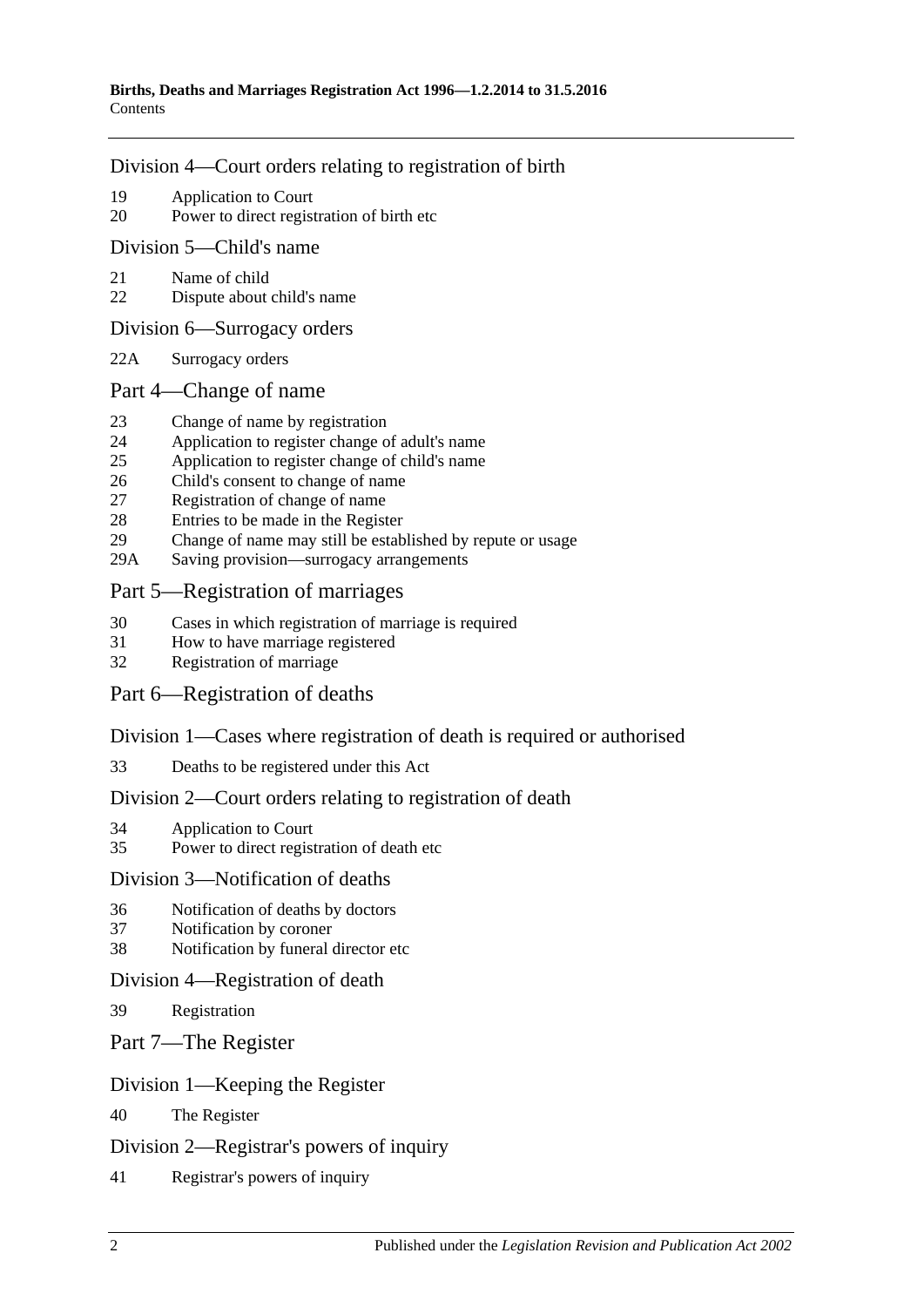## Division 4—Court orders relating to registration of birth

19 Application to Court
20 Power to direct registration of birth etc

## Division 5—Child's name

21 Name of child
22 Dispute about child's name

## Division 6—Surrogacy orders

22A Surrogacy orders

# Part 4—Change of name

23 Change of name by registration
24 Application to register change of adult's name
25 Application to register change of child's name
26 Child's consent to change of name
27 Registration of change of name
28 Entries to be made in the Register
29 Change of name may still be established by repute or usage
29A Saving provision—surrogacy arrangements

# Part 5—Registration of marriages

30 Cases in which registration of marriage is required
31 How to have marriage registered
32 Registration of marriage

# Part 6—Registration of deaths

## Division 1—Cases where registration of death is required or authorised

33 Deaths to be registered under this Act

## Division 2—Court orders relating to registration of death

34 Application to Court
35 Power to direct registration of death etc

## Division 3—Notification of deaths

36 Notification of deaths by doctors
37 Notification by coroner
38 Notification by funeral director etc

## Division 4—Registration of death

39 Registration

# Part 7—The Register

## Division 1—Keeping the Register

40 The Register

## Division 2—Registrar's powers of inquiry

41 Registrar's powers of inquiry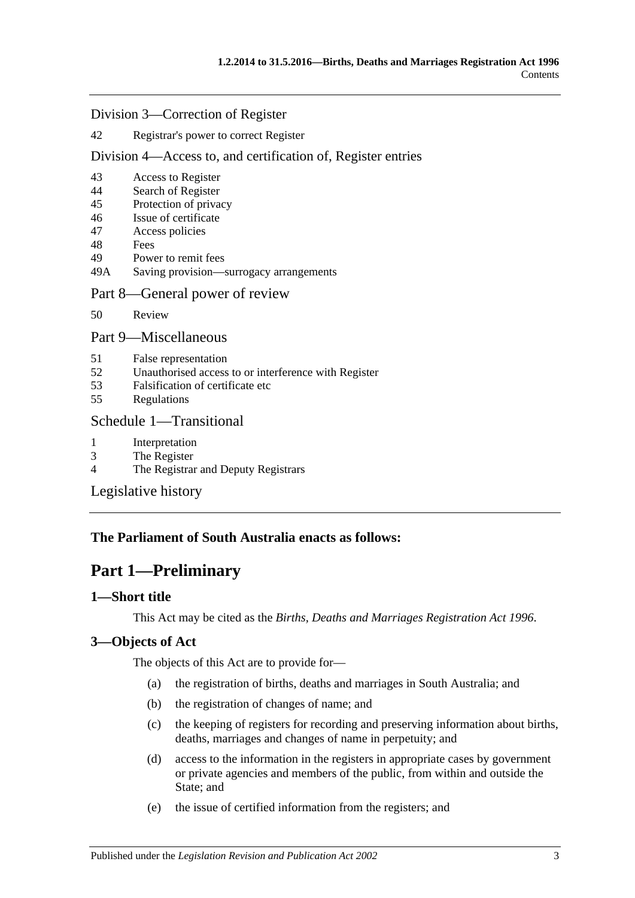Division 3—Correction of Register

42 Registrar's power to correct Register

Division 4—Access to, and certification of, Register entries

43 Access to Register
44 Search of Register
45 Protection of privacy
46 Issue of certificate
47 Access policies
48 Fees
49 Power to remit fees
49A Saving provision—surrogacy arrangements

Part 8—General power of review

50 Review

Part 9—Miscellaneous

51 False representation
52 Unauthorised access to or interference with Register
53 Falsification of certificate etc
55 Regulations

Schedule 1—Transitional

1 Interpretation
3 The Register
4 The Registrar and Deputy Registrars

Legislative history

**The Parliament of South Australia enacts as follows:**

# Part 1—Preliminary

## 1—Short title

This Act may be cited as the *Births, Deaths and Marriages Registration Act 1996*.

## 3—Objects of Act

The objects of this Act are to provide for—

(a) the registration of births, deaths and marriages in South Australia; and

(b) the registration of changes of name; and

(c) the keeping of registers for recording and preserving information about births, deaths, marriages and changes of name in perpetuity; and

(d) access to the information in the registers in appropriate cases by government or private agencies and members of the public, from within and outside the State; and

(e) the issue of certified information from the registers; and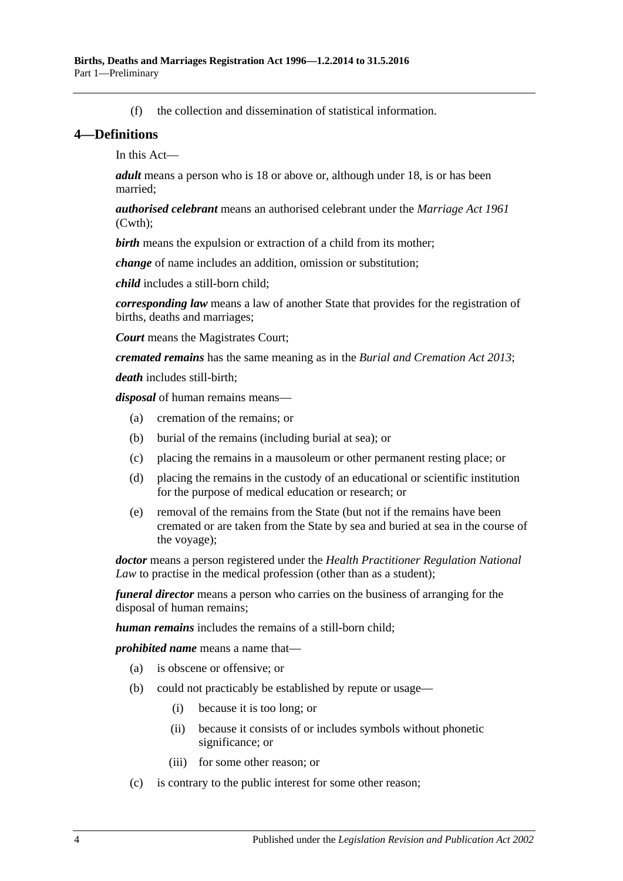(f) the collection and dissemination of statistical information.

## 4—Definitions

In this Act—

***adult*** means a person who is 18 or above or, although under 18, is or has been married;

***authorised celebrant*** means an authorised celebrant under the *Marriage Act 1961* (Cwth);

***birth*** means the expulsion or extraction of a child from its mother;

***change*** of name includes an addition, omission or substitution;

***child*** includes a still-born child;

***corresponding law*** means a law of another State that provides for the registration of births, deaths and marriages;

***Court*** means the Magistrates Court;

***cremated remains*** has the same meaning as in the *Burial and Cremation Act 2013*;

***death*** includes still-birth;

***disposal*** of human remains means—

- (a) cremation of the remains; or
- (b) burial of the remains (including burial at sea); or
- (c) placing the remains in a mausoleum or other permanent resting place; or
- (d) placing the remains in the custody of an educational or scientific institution for the purpose of medical education or research; or
- (e) removal of the remains from the State (but not if the remains have been cremated or are taken from the State by sea and buried at sea in the course of the voyage);

***doctor*** means a person registered under the *Health Practitioner Regulation National Law* to practise in the medical profession (other than as a student);

***funeral director*** means a person who carries on the business of arranging for the disposal of human remains;

***human remains*** includes the remains of a still-born child;

***prohibited name*** means a name that—

- (a) is obscene or offensive; or
- (b) could not practicably be established by repute or usage—
  - (i) because it is too long; or
  - (ii) because it consists of or includes symbols without phonetic significance; or
  - (iii) for some other reason; or
- (c) is contrary to the public interest for some other reason;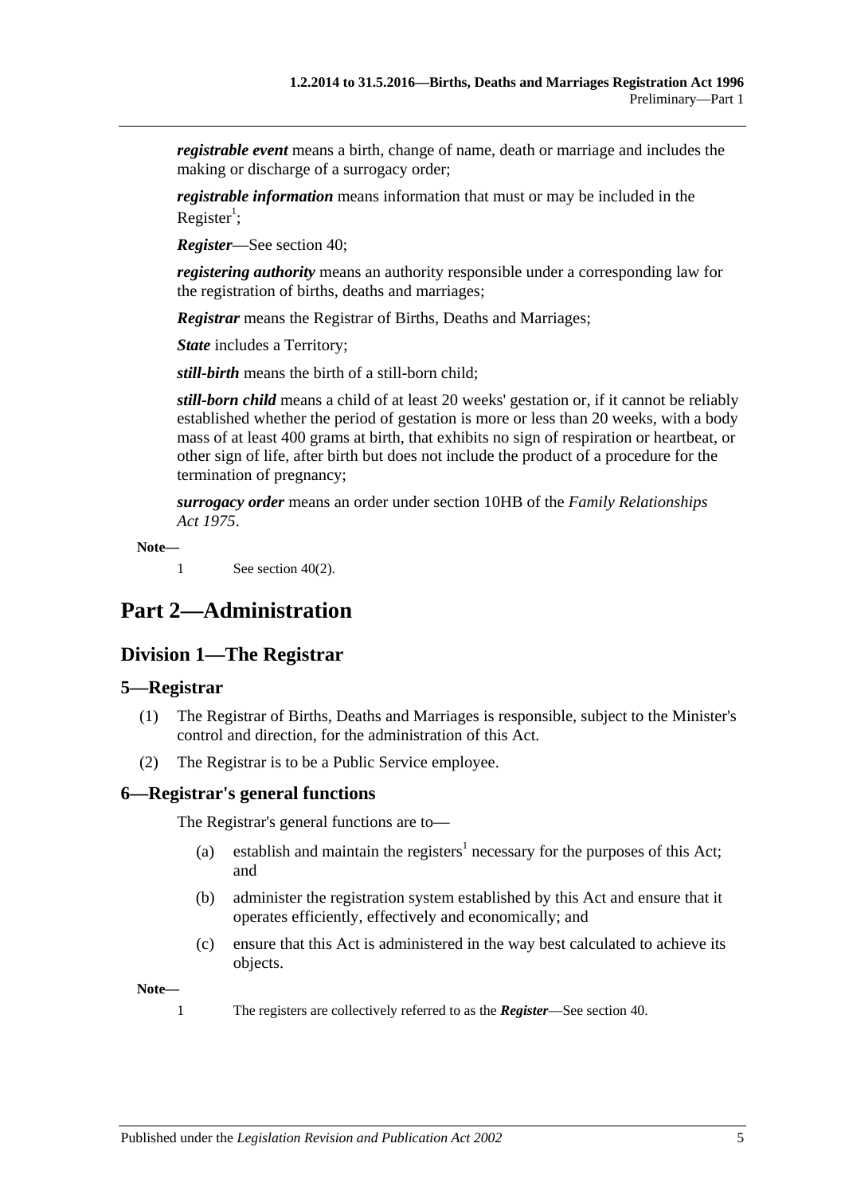***registrable event*** means a birth, change of name, death or marriage and includes the making or discharge of a surrogacy order;

***registrable information*** means information that must or may be included in the Register[1];

***Register***—See section 40;

***registering authority*** means an authority responsible under a corresponding law for the registration of births, deaths and marriages;

***Registrar*** means the Registrar of Births, Deaths and Marriages;

***State*** includes a Territory;

***still-birth*** means the birth of a still-born child;

***still-born child*** means a child of at least 20 weeks' gestation or, if it cannot be reliably established whether the period of gestation is more or less than 20 weeks, with a body mass of at least 400 grams at birth, that exhibits no sign of respiration or heartbeat, or other sign of life, after birth but does not include the product of a procedure for the termination of pregnancy;

***surrogacy order*** means an order under section 10HB of the *Family Relationships Act 1975*.

**Note—**

1 See section 40(2).

# Part 2—Administration

## Division 1—The Registrar

### 5—Registrar

(1) The Registrar of Births, Deaths and Marriages is responsible, subject to the Minister's control and direction, for the administration of this Act.

(2) The Registrar is to be a Public Service employee.

### 6—Registrar's general functions

The Registrar's general functions are to—

(a) establish and maintain the registers[1] necessary for the purposes of this Act; and

(b) administer the registration system established by this Act and ensure that it operates efficiently, effectively and economically; and

(c) ensure that this Act is administered in the way best calculated to achieve its objects.

**Note—**

1 The registers are collectively referred to as the ***Register***—See section 40.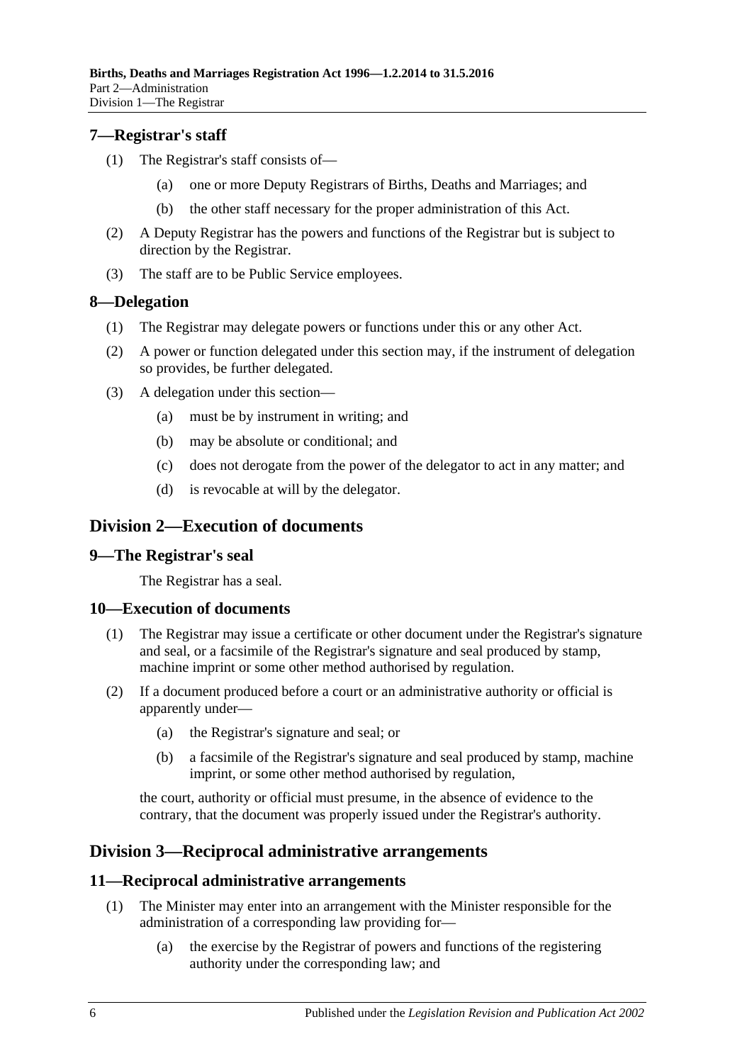## 7—Registrar's staff

(1) The Registrar's staff consists of—

(a) one or more Deputy Registrars of Births, Deaths and Marriages; and

(b) the other staff necessary for the proper administration of this Act.

(2) A Deputy Registrar has the powers and functions of the Registrar but is subject to direction by the Registrar.

(3) The staff are to be Public Service employees.

## 8—Delegation

(1) The Registrar may delegate powers or functions under this or any other Act.

(2) A power or function delegated under this section may, if the instrument of delegation so provides, be further delegated.

(3) A delegation under this section—

(a) must be by instrument in writing; and

(b) may be absolute or conditional; and

(c) does not derogate from the power of the delegator to act in any matter; and

(d) is revocable at will by the delegator.

# Division 2—Execution of documents

## 9—The Registrar's seal

The Registrar has a seal.

## 10—Execution of documents

(1) The Registrar may issue a certificate or other document under the Registrar's signature and seal, or a facsimile of the Registrar's signature and seal produced by stamp, machine imprint or some other method authorised by regulation.

(2) If a document produced before a court or an administrative authority or official is apparently under—

(a) the Registrar's signature and seal; or

(b) a facsimile of the Registrar's signature and seal produced by stamp, machine imprint, or some other method authorised by regulation,

the court, authority or official must presume, in the absence of evidence to the contrary, that the document was properly issued under the Registrar's authority.

# Division 3—Reciprocal administrative arrangements

## 11—Reciprocal administrative arrangements

(1) The Minister may enter into an arrangement with the Minister responsible for the administration of a corresponding law providing for—

(a) the exercise by the Registrar of powers and functions of the registering authority under the corresponding law; and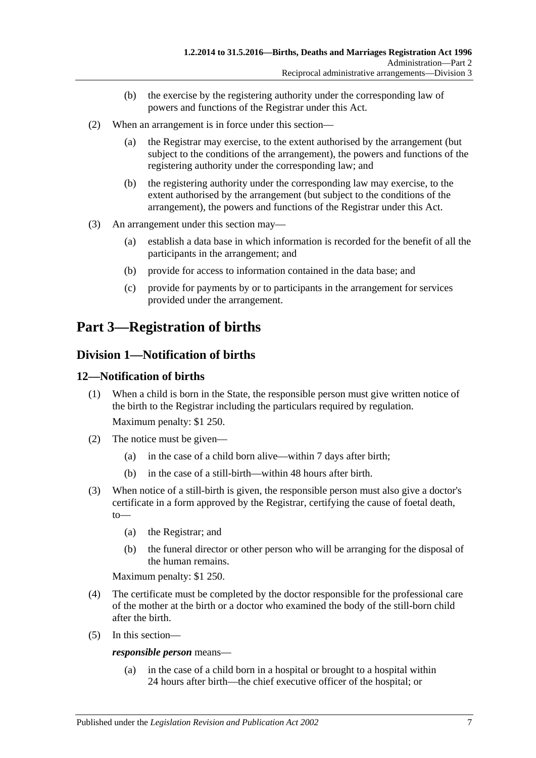(b) the exercise by the registering authority under the corresponding law of powers and functions of the Registrar under this Act.

(2) When an arrangement is in force under this section—

(a) the Registrar may exercise, to the extent authorised by the arrangement (but subject to the conditions of the arrangement), the powers and functions of the registering authority under the corresponding law; and

(b) the registering authority under the corresponding law may exercise, to the extent authorised by the arrangement (but subject to the conditions of the arrangement), the powers and functions of the Registrar under this Act.

(3) An arrangement under this section may—

(a) establish a data base in which information is recorded for the benefit of all the participants in the arrangement; and

(b) provide for access to information contained in the data base; and

(c) provide for payments by or to participants in the arrangement for services provided under the arrangement.

# Part 3—Registration of births

## Division 1—Notification of births

### 12—Notification of births

(1) When a child is born in the State, the responsible person must give written notice of the birth to the Registrar including the particulars required by regulation.

Maximum penalty: $1 250.

(2) The notice must be given—

(a) in the case of a child born alive—within 7 days after birth;

(b) in the case of a still-birth—within 48 hours after birth.

(3) When notice of a still-birth is given, the responsible person must also give a doctor's certificate in a form approved by the Registrar, certifying the cause of foetal death, to—

(a) the Registrar; and

(b) the funeral director or other person who will be arranging for the disposal of the human remains.

Maximum penalty: $1 250.

(4) The certificate must be completed by the doctor responsible for the professional care of the mother at the birth or a doctor who examined the body of the still-born child after the birth.

(5) In this section—

***responsible person*** means—

(a) in the case of a child born in a hospital or brought to a hospital within 24 hours after birth—the chief executive officer of the hospital; or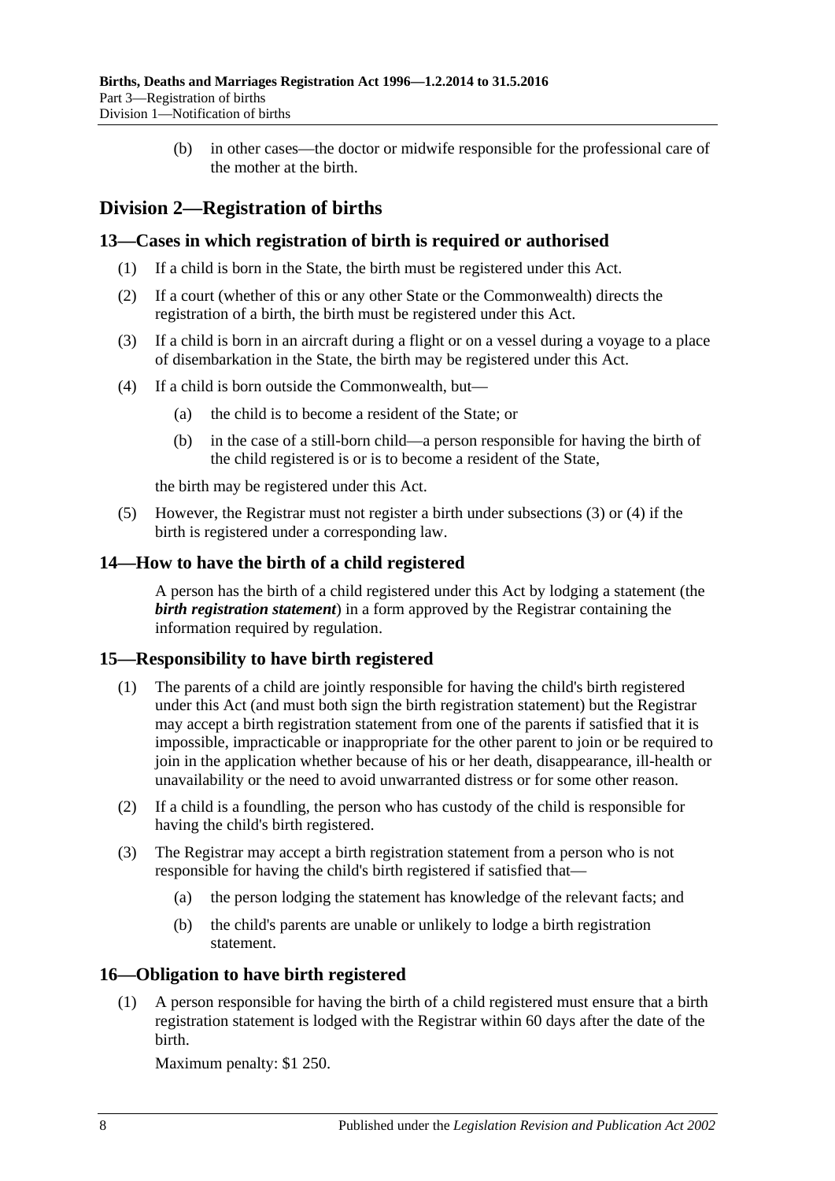(b) in other cases—the doctor or midwife responsible for the professional care of the mother at the birth.

## Division 2—Registration of births

### 13—Cases in which registration of birth is required or authorised

(1) If a child is born in the State, the birth must be registered under this Act.

(2) If a court (whether of this or any other State or the Commonwealth) directs the registration of a birth, the birth must be registered under this Act.

(3) If a child is born in an aircraft during a flight or on a vessel during a voyage to a place of disembarkation in the State, the birth may be registered under this Act.

(4) If a child is born outside the Commonwealth, but—

(a) the child is to become a resident of the State; or

(b) in the case of a still-born child—a person responsible for having the birth of the child registered is or is to become a resident of the State,

the birth may be registered under this Act.

(5) However, the Registrar must not register a birth under subsections (3) or (4) if the birth is registered under a corresponding law.

### 14—How to have the birth of a child registered

A person has the birth of a child registered under this Act by lodging a statement (the ***birth registration statement***) in a form approved by the Registrar containing the information required by regulation.

### 15—Responsibility to have birth registered

(1) The parents of a child are jointly responsible for having the child's birth registered under this Act (and must both sign the birth registration statement) but the Registrar may accept a birth registration statement from one of the parents if satisfied that it is impossible, impracticable or inappropriate for the other parent to join or be required to join in the application whether because of his or her death, disappearance, ill-health or unavailability or the need to avoid unwarranted distress or for some other reason.

(2) If a child is a foundling, the person who has custody of the child is responsible for having the child's birth registered.

(3) The Registrar may accept a birth registration statement from a person who is not responsible for having the child's birth registered if satisfied that—

(a) the person lodging the statement has knowledge of the relevant facts; and

(b) the child's parents are unable or unlikely to lodge a birth registration statement.

### 16—Obligation to have birth registered

(1) A person responsible for having the birth of a child registered must ensure that a birth registration statement is lodged with the Registrar within 60 days after the date of the birth.

Maximum penalty: $1 250.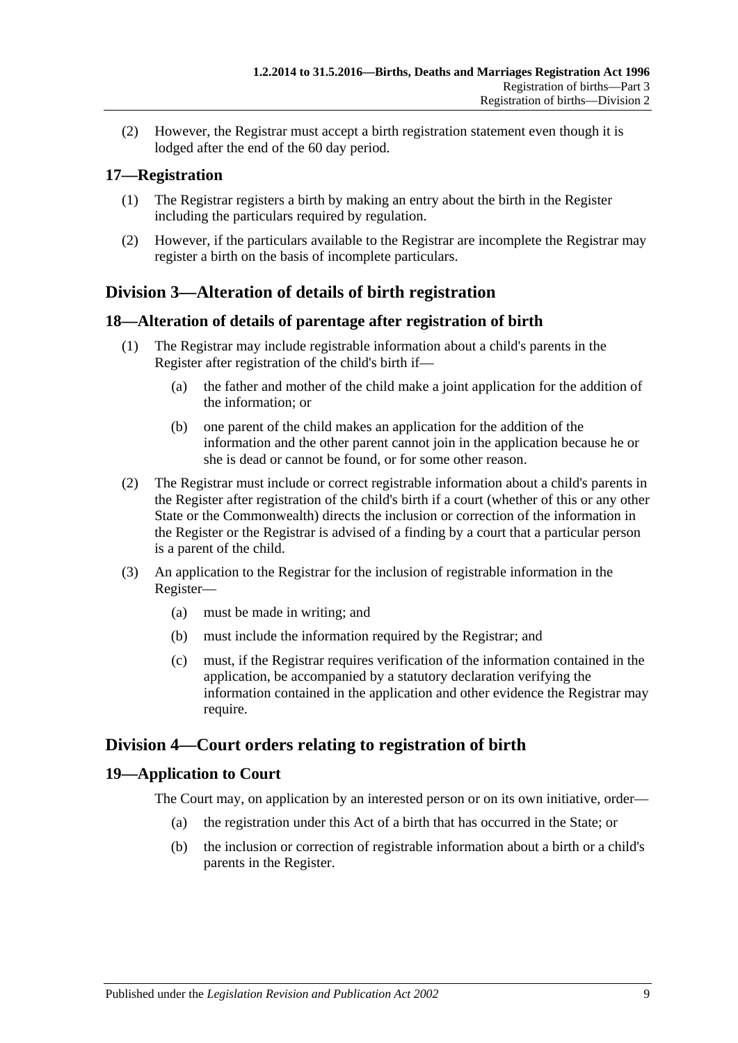(2) However, the Registrar must accept a birth registration statement even though it is lodged after the end of the 60 day period.

## 17—Registration

(1) The Registrar registers a birth by making an entry about the birth in the Register including the particulars required by regulation.

(2) However, if the particulars available to the Registrar are incomplete the Registrar may register a birth on the basis of incomplete particulars.

# Division 3—Alteration of details of birth registration

## 18—Alteration of details of parentage after registration of birth

(1) The Registrar may include registrable information about a child's parents in the Register after registration of the child's birth if—

(a) the father and mother of the child make a joint application for the addition of the information; or

(b) one parent of the child makes an application for the addition of the information and the other parent cannot join in the application because he or she is dead or cannot be found, or for some other reason.

(2) The Registrar must include or correct registrable information about a child's parents in the Register after registration of the child's birth if a court (whether of this or any other State or the Commonwealth) directs the inclusion or correction of the information in the Register or the Registrar is advised of a finding by a court that a particular person is a parent of the child.

(3) An application to the Registrar for the inclusion of registrable information in the Register—

(a) must be made in writing; and

(b) must include the information required by the Registrar; and

(c) must, if the Registrar requires verification of the information contained in the application, be accompanied by a statutory declaration verifying the information contained in the application and other evidence the Registrar may require.

# Division 4—Court orders relating to registration of birth

## 19—Application to Court

The Court may, on application by an interested person or on its own initiative, order—

(a) the registration under this Act of a birth that has occurred in the State; or

(b) the inclusion or correction of registrable information about a birth or a child's parents in the Register.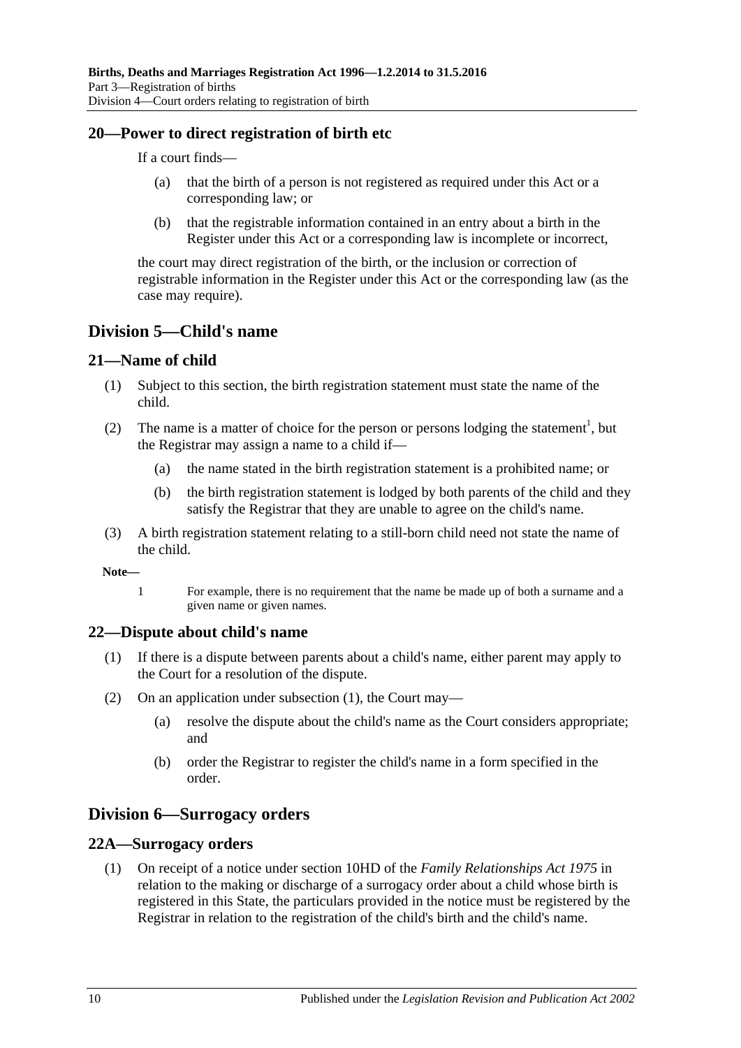## 20—Power to direct registration of birth etc

If a court finds—

(a) that the birth of a person is not registered as required under this Act or a corresponding law; or

(b) that the registrable information contained in an entry about a birth in the Register under this Act or a corresponding law is incomplete or incorrect,

the court may direct registration of the birth, or the inclusion or correction of registrable information in the Register under this Act or the corresponding law (as the case may require).

# Division 5—Child's name

## 21—Name of child

(1) Subject to this section, the birth registration statement must state the name of the child.

(2) The name is a matter of choice for the person or persons lodging the statement[1], but the Registrar may assign a name to a child if—

(a) the name stated in the birth registration statement is a prohibited name; or

(b) the birth registration statement is lodged by both parents of the child and they satisfy the Registrar that they are unable to agree on the child's name.

(3) A birth registration statement relating to a still-born child need not state the name of the child.

**Note—**

1 For example, there is no requirement that the name be made up of both a surname and a given name or given names.

## 22—Dispute about child's name

(1) If there is a dispute between parents about a child's name, either parent may apply to the Court for a resolution of the dispute.

(2) On an application under subsection (1), the Court may—

(a) resolve the dispute about the child's name as the Court considers appropriate; and

(b) order the Registrar to register the child's name in a form specified in the order.

# Division 6—Surrogacy orders

## 22A—Surrogacy orders

(1) On receipt of a notice under section 10HD of the *Family Relationships Act 1975* in relation to the making or discharge of a surrogacy order about a child whose birth is registered in this State, the particulars provided in the notice must be registered by the Registrar in relation to the registration of the child's birth and the child's name.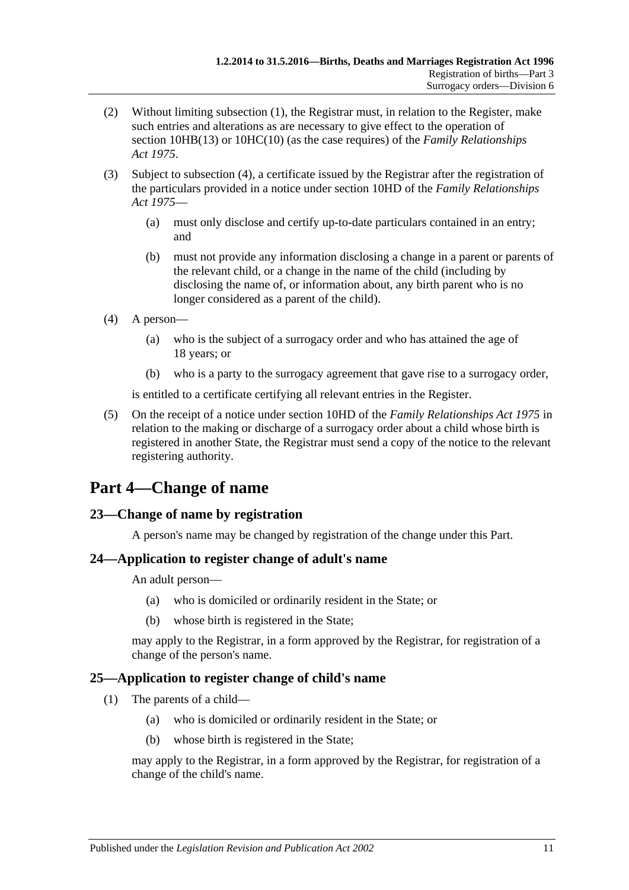(2) Without limiting subsection (1), the Registrar must, in relation to the Register, make such entries and alterations as are necessary to give effect to the operation of section 10HB(13) or 10HC(10) (as the case requires) of the *Family Relationships Act 1975*.

(3) Subject to subsection (4), a certificate issued by the Registrar after the registration of the particulars provided in a notice under section 10HD of the *Family Relationships Act 1975*—

(a) must only disclose and certify up-to-date particulars contained in an entry; and

(b) must not provide any information disclosing a change in a parent or parents of the relevant child, or a change in the name of the child (including by disclosing the name of, or information about, any birth parent who is no longer considered as a parent of the child).

(4) A person—

(a) who is the subject of a surrogacy order and who has attained the age of 18 years; or

(b) who is a party to the surrogacy agreement that gave rise to a surrogacy order,

is entitled to a certificate certifying all relevant entries in the Register.

(5) On the receipt of a notice under section 10HD of the *Family Relationships Act 1975* in relation to the making or discharge of a surrogacy order about a child whose birth is registered in another State, the Registrar must send a copy of the notice to the relevant registering authority.

# Part 4—Change of name

## 23—Change of name by registration

A person's name may be changed by registration of the change under this Part.

## 24—Application to register change of adult's name

An adult person—

(a) who is domiciled or ordinarily resident in the State; or

(b) whose birth is registered in the State;

may apply to the Registrar, in a form approved by the Registrar, for registration of a change of the person's name.

## 25—Application to register change of child's name

(1) The parents of a child—

(a) who is domiciled or ordinarily resident in the State; or

(b) whose birth is registered in the State;

may apply to the Registrar, in a form approved by the Registrar, for registration of a change of the child's name.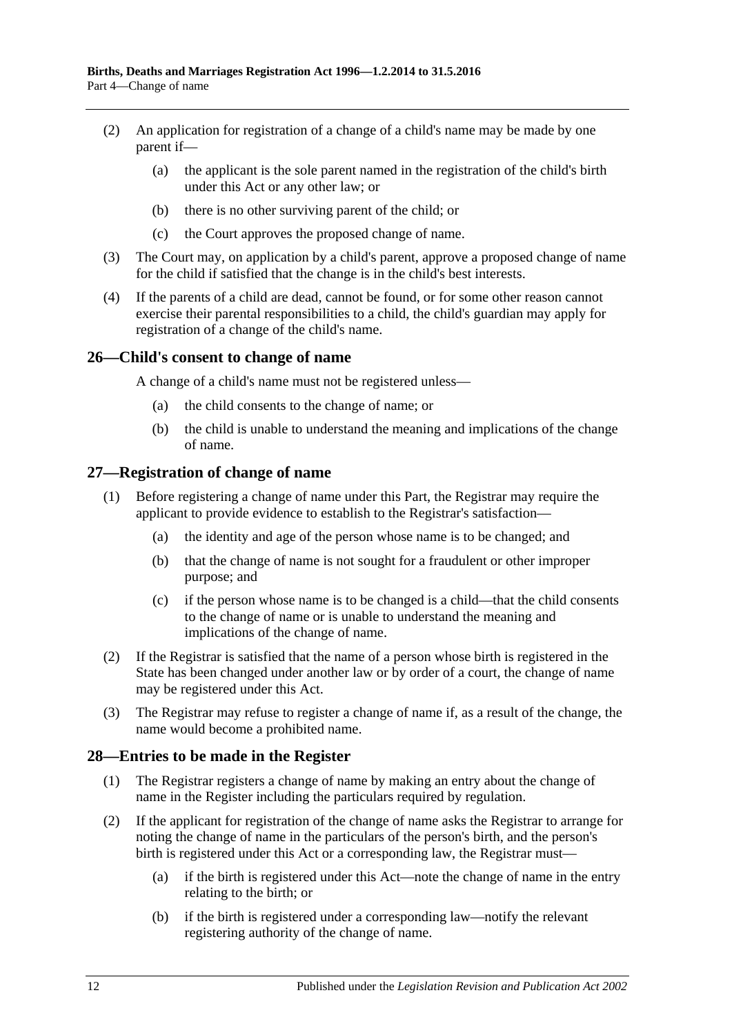(2) An application for registration of a change of a child's name may be made by one parent if—

(a) the applicant is the sole parent named in the registration of the child's birth under this Act or any other law; or

(b) there is no other surviving parent of the child; or

(c) the Court approves the proposed change of name.

(3) The Court may, on application by a child's parent, approve a proposed change of name for the child if satisfied that the change is in the child's best interests.

(4) If the parents of a child are dead, cannot be found, or for some other reason cannot exercise their parental responsibilities to a child, the child's guardian may apply for registration of a change of the child's name.

## 26—Child's consent to change of name

A change of a child's name must not be registered unless—

(a) the child consents to the change of name; or

(b) the child is unable to understand the meaning and implications of the change of name.

## 27—Registration of change of name

(1) Before registering a change of name under this Part, the Registrar may require the applicant to provide evidence to establish to the Registrar's satisfaction—

(a) the identity and age of the person whose name is to be changed; and

(b) that the change of name is not sought for a fraudulent or other improper purpose; and

(c) if the person whose name is to be changed is a child—that the child consents to the change of name or is unable to understand the meaning and implications of the change of name.

(2) If the Registrar is satisfied that the name of a person whose birth is registered in the State has been changed under another law or by order of a court, the change of name may be registered under this Act.

(3) The Registrar may refuse to register a change of name if, as a result of the change, the name would become a prohibited name.

## 28—Entries to be made in the Register

(1) The Registrar registers a change of name by making an entry about the change of name in the Register including the particulars required by regulation.

(2) If the applicant for registration of the change of name asks the Registrar to arrange for noting the change of name in the particulars of the person's birth, and the person's birth is registered under this Act or a corresponding law, the Registrar must—

(a) if the birth is registered under this Act—note the change of name in the entry relating to the birth; or

(b) if the birth is registered under a corresponding law—notify the relevant registering authority of the change of name.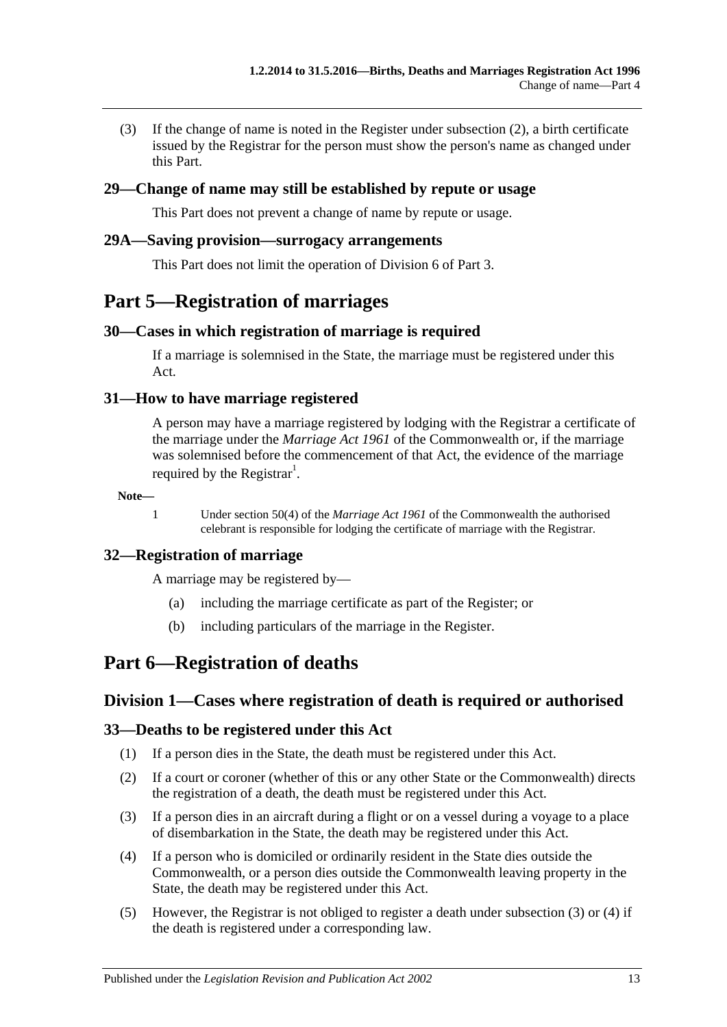(3) If the change of name is noted in the Register under subsection (2), a birth certificate issued by the Registrar for the person must show the person's name as changed under this Part.

### 29—Change of name may still be established by repute or usage

This Part does not prevent a change of name by repute or usage.

### 29A—Saving provision—surrogacy arrangements

This Part does not limit the operation of Division 6 of Part 3.

# Part 5—Registration of marriages

### 30—Cases in which registration of marriage is required

If a marriage is solemnised in the State, the marriage must be registered under this Act.

### 31—How to have marriage registered

A person may have a marriage registered by lodging with the Registrar a certificate of the marriage under the *Marriage Act 1961* of the Commonwealth or, if the marriage was solemnised before the commencement of that Act, the evidence of the marriage required by the Registrar[1].

**Note—**

1 Under section 50(4) of the *Marriage Act 1961* of the Commonwealth the authorised celebrant is responsible for lodging the certificate of marriage with the Registrar.

### 32—Registration of marriage

A marriage may be registered by—

(a) including the marriage certificate as part of the Register; or

(b) including particulars of the marriage in the Register.

# Part 6—Registration of deaths

## Division 1—Cases where registration of death is required or authorised

### 33—Deaths to be registered under this Act

(1) If a person dies in the State, the death must be registered under this Act.

(2) If a court or coroner (whether of this or any other State or the Commonwealth) directs the registration of a death, the death must be registered under this Act.

(3) If a person dies in an aircraft during a flight or on a vessel during a voyage to a place of disembarkation in the State, the death may be registered under this Act.

(4) If a person who is domiciled or ordinarily resident in the State dies outside the Commonwealth, or a person dies outside the Commonwealth leaving property in the State, the death may be registered under this Act.

(5) However, the Registrar is not obliged to register a death under subsection (3) or (4) if the death is registered under a corresponding law.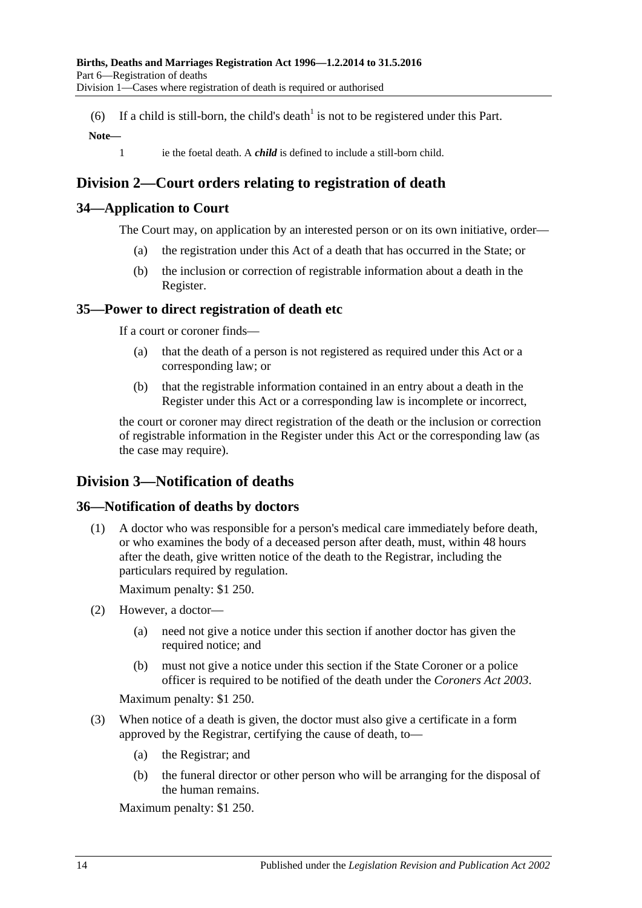(6) If a child is still-born, the child's death[1] is not to be registered under this Part.

**Note—**

1 ie the foetal death. A ***child*** is defined to include a still-born child.

## Division 2—Court orders relating to registration of death

### 34—Application to Court

The Court may, on application by an interested person or on its own initiative, order—

(a) the registration under this Act of a death that has occurred in the State; or

(b) the inclusion or correction of registrable information about a death in the Register.

### 35—Power to direct registration of death etc

If a court or coroner finds—

(a) that the death of a person is not registered as required under this Act or a corresponding law; or

(b) that the registrable information contained in an entry about a death in the Register under this Act or a corresponding law is incomplete or incorrect,

the court or coroner may direct registration of the death or the inclusion or correction of registrable information in the Register under this Act or the corresponding law (as the case may require).

## Division 3—Notification of deaths

### 36—Notification of deaths by doctors

(1) A doctor who was responsible for a person's medical care immediately before death, or who examines the body of a deceased person after death, must, within 48 hours after the death, give written notice of the death to the Registrar, including the particulars required by regulation.

Maximum penalty: $1 250.

(2) However, a doctor—

(a) need not give a notice under this section if another doctor has given the required notice; and

(b) must not give a notice under this section if the State Coroner or a police officer is required to be notified of the death under the *Coroners Act 2003*.

Maximum penalty: $1 250.

(3) When notice of a death is given, the doctor must also give a certificate in a form approved by the Registrar, certifying the cause of death, to—

(a) the Registrar; and

(b) the funeral director or other person who will be arranging for the disposal of the human remains.

Maximum penalty: $1 250.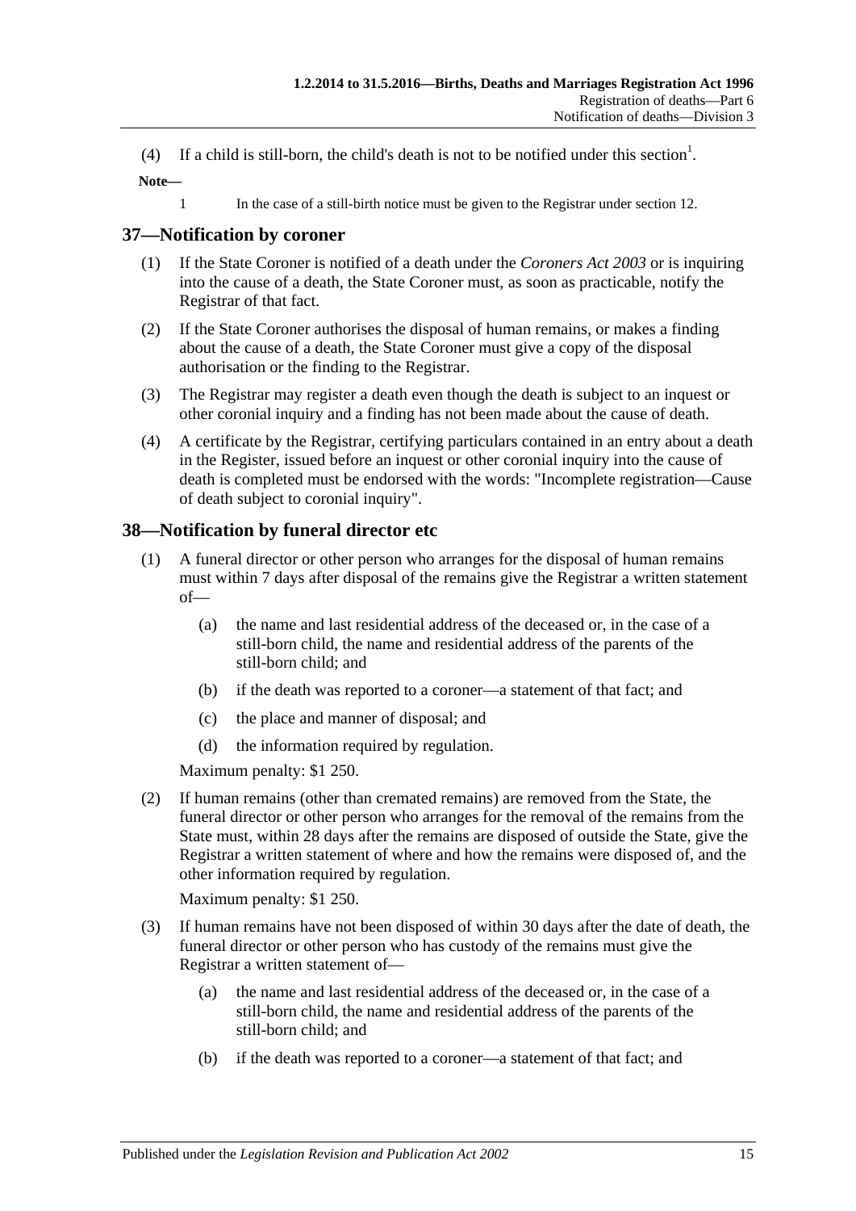(4) If a child is still-born, the child's death is not to be notified under this section[1].

**Note—**

1 In the case of a still-birth notice must be given to the Registrar under section 12.

## 37—Notification by coroner

(1) If the State Coroner is notified of a death under the *Coroners Act 2003* or is inquiring into the cause of a death, the State Coroner must, as soon as practicable, notify the Registrar of that fact.

(2) If the State Coroner authorises the disposal of human remains, or makes a finding about the cause of a death, the State Coroner must give a copy of the disposal authorisation or the finding to the Registrar.

(3) The Registrar may register a death even though the death is subject to an inquest or other coronial inquiry and a finding has not been made about the cause of death.

(4) A certificate by the Registrar, certifying particulars contained in an entry about a death in the Register, issued before an inquest or other coronial inquiry into the cause of death is completed must be endorsed with the words: "Incomplete registration—Cause of death subject to coronial inquiry".

## 38—Notification by funeral director etc

(1) A funeral director or other person who arranges for the disposal of human remains must within 7 days after disposal of the remains give the Registrar a written statement of—

(a) the name and last residential address of the deceased or, in the case of a still-born child, the name and residential address of the parents of the still-born child; and

(b) if the death was reported to a coroner—a statement of that fact; and

(c) the place and manner of disposal; and

(d) the information required by regulation.

Maximum penalty: $1 250.

(2) If human remains (other than cremated remains) are removed from the State, the funeral director or other person who arranges for the removal of the remains from the State must, within 28 days after the remains are disposed of outside the State, give the Registrar a written statement of where and how the remains were disposed of, and the other information required by regulation.

Maximum penalty: $1 250.

(3) If human remains have not been disposed of within 30 days after the date of death, the funeral director or other person who has custody of the remains must give the Registrar a written statement of—

(a) the name and last residential address of the deceased or, in the case of a still-born child, the name and residential address of the parents of the still-born child; and

(b) if the death was reported to a coroner—a statement of that fact; and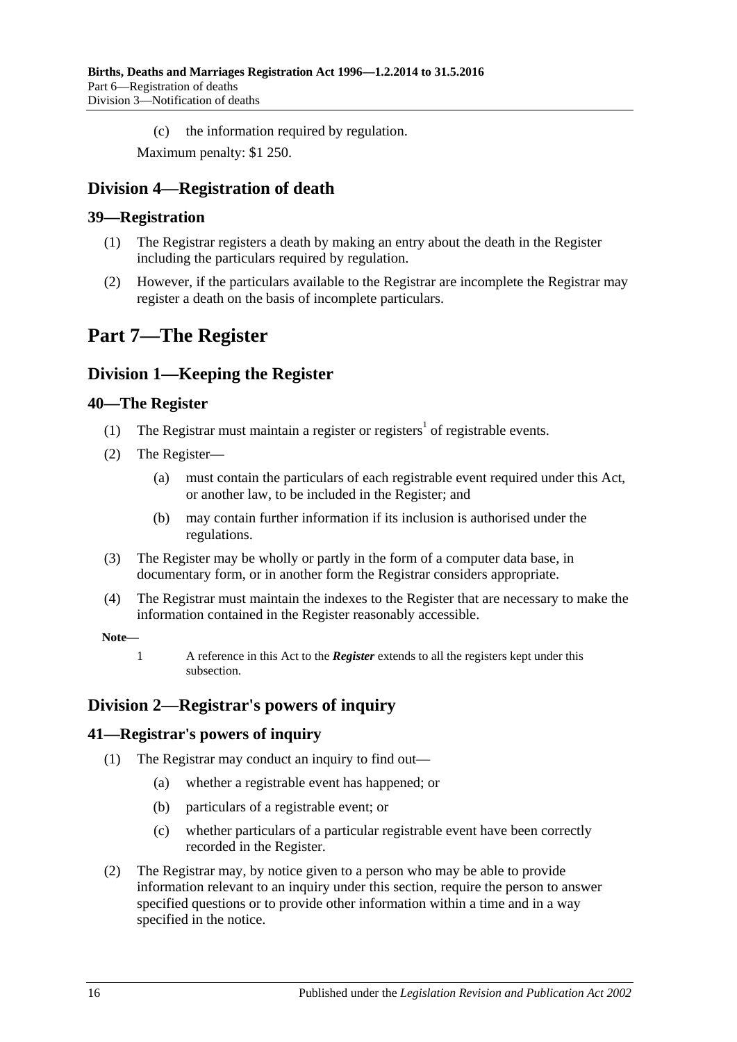(c) the information required by regulation.

Maximum penalty: $1 250.

## Division 4—Registration of death

### 39—Registration

(1) The Registrar registers a death by making an entry about the death in the Register including the particulars required by regulation.

(2) However, if the particulars available to the Registrar are incomplete the Registrar may register a death on the basis of incomplete particulars.

# Part 7—The Register

## Division 1—Keeping the Register

### 40—The Register

(1) The Registrar must maintain a register or registers[1] of registrable events.

(2) The Register—

(a) must contain the particulars of each registrable event required under this Act, or another law, to be included in the Register; and

(b) may contain further information if its inclusion is authorised under the regulations.

(3) The Register may be wholly or partly in the form of a computer data base, in documentary form, or in another form the Registrar considers appropriate.

(4) The Registrar must maintain the indexes to the Register that are necessary to make the information contained in the Register reasonably accessible.

**Note—**

1 A reference in this Act to the ***Register*** extends to all the registers kept under this subsection.

## Division 2—Registrar's powers of inquiry

### 41—Registrar's powers of inquiry

(1) The Registrar may conduct an inquiry to find out—

(a) whether a registrable event has happened; or

(b) particulars of a registrable event; or

(c) whether particulars of a particular registrable event have been correctly recorded in the Register.

(2) The Registrar may, by notice given to a person who may be able to provide information relevant to an inquiry under this section, require the person to answer specified questions or to provide other information within a time and in a way specified in the notice.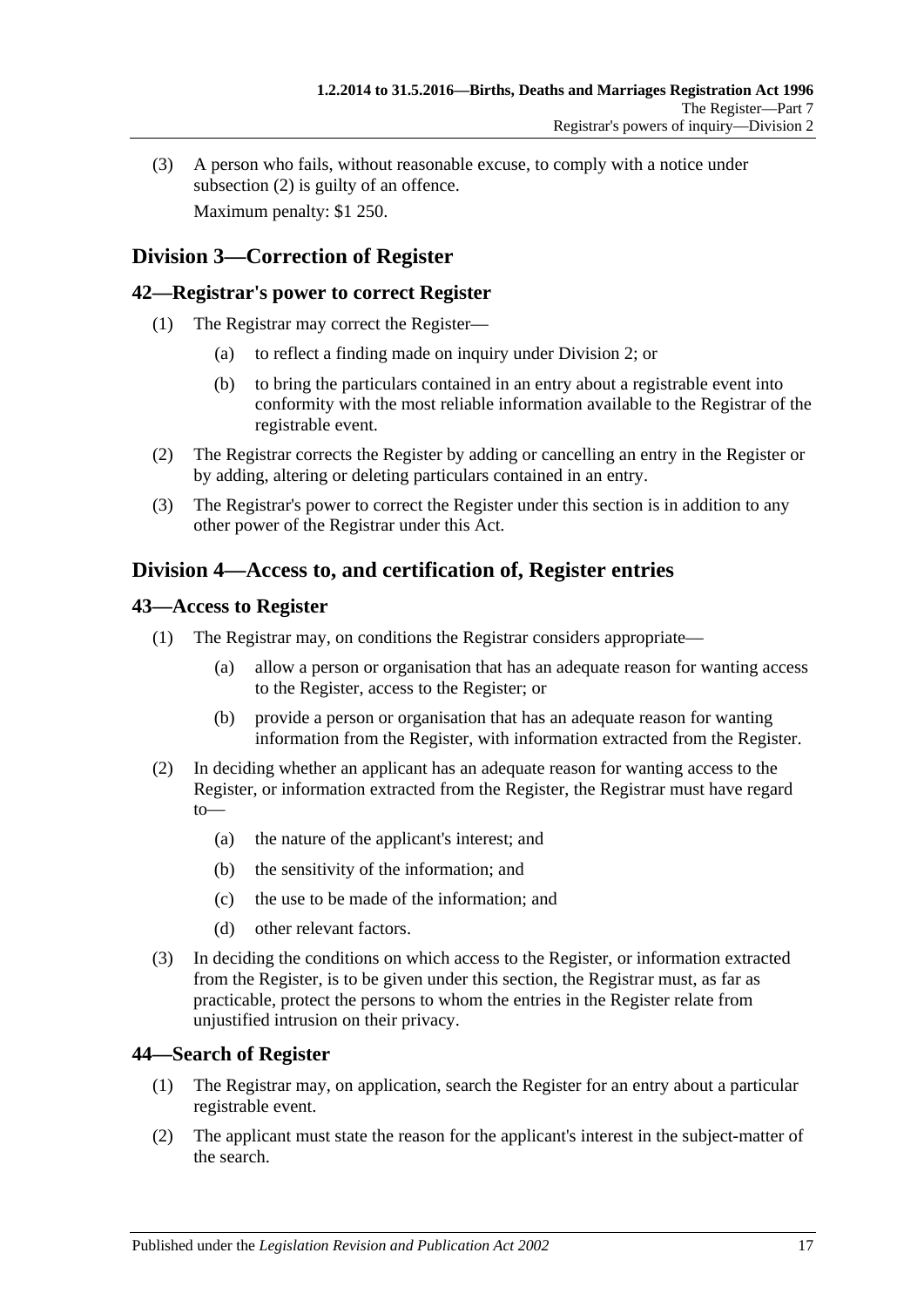(3) A person who fails, without reasonable excuse, to comply with a notice under subsection (2) is guilty of an offence.

Maximum penalty: $1 250.

## Division 3—Correction of Register

### 42—Registrar's power to correct Register

(1) The Registrar may correct the Register—

(a) to reflect a finding made on inquiry under Division 2; or

(b) to bring the particulars contained in an entry about a registrable event into conformity with the most reliable information available to the Registrar of the registrable event.

(2) The Registrar corrects the Register by adding or cancelling an entry in the Register or by adding, altering or deleting particulars contained in an entry.

(3) The Registrar's power to correct the Register under this section is in addition to any other power of the Registrar under this Act.

## Division 4—Access to, and certification of, Register entries

### 43—Access to Register

(1) The Registrar may, on conditions the Registrar considers appropriate—

(a) allow a person or organisation that has an adequate reason for wanting access to the Register, access to the Register; or

(b) provide a person or organisation that has an adequate reason for wanting information from the Register, with information extracted from the Register.

(2) In deciding whether an applicant has an adequate reason for wanting access to the Register, or information extracted from the Register, the Registrar must have regard to—

(a) the nature of the applicant's interest; and

(b) the sensitivity of the information; and

(c) the use to be made of the information; and

(d) other relevant factors.

(3) In deciding the conditions on which access to the Register, or information extracted from the Register, is to be given under this section, the Registrar must, as far as practicable, protect the persons to whom the entries in the Register relate from unjustified intrusion on their privacy.

### 44—Search of Register

(1) The Registrar may, on application, search the Register for an entry about a particular registrable event.

(2) The applicant must state the reason for the applicant's interest in the subject-matter of the search.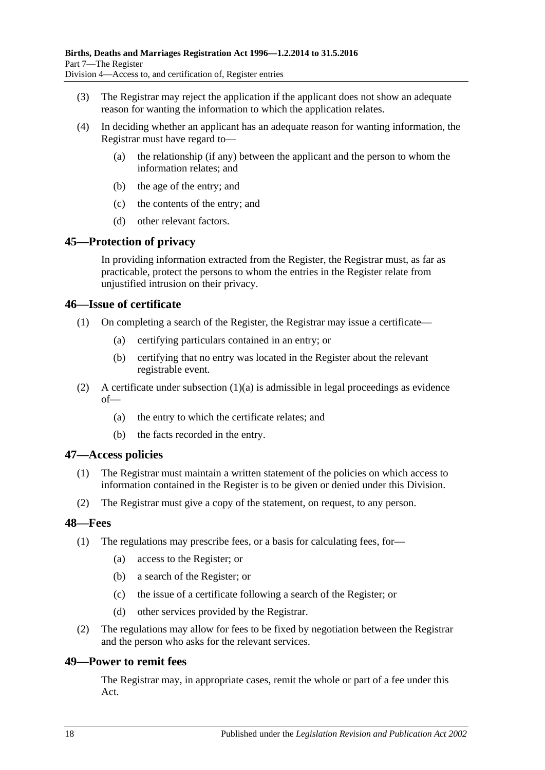(3) The Registrar may reject the application if the applicant does not show an adequate reason for wanting the information to which the application relates.

(4) In deciding whether an applicant has an adequate reason for wanting information, the Registrar must have regard to—

- (a) the relationship (if any) between the applicant and the person to whom the information relates; and
- (b) the age of the entry; and
- (c) the contents of the entry; and
- (d) other relevant factors.

## 45—Protection of privacy

In providing information extracted from the Register, the Registrar must, as far as practicable, protect the persons to whom the entries in the Register relate from unjustified intrusion on their privacy.

## 46—Issue of certificate

(1) On completing a search of the Register, the Registrar may issue a certificate—

- (a) certifying particulars contained in an entry; or
- (b) certifying that no entry was located in the Register about the relevant registrable event.

(2) A certificate under subsection (1)(a) is admissible in legal proceedings as evidence of—

- (a) the entry to which the certificate relates; and
- (b) the facts recorded in the entry.

## 47—Access policies

(1) The Registrar must maintain a written statement of the policies on which access to information contained in the Register is to be given or denied under this Division.

(2) The Registrar must give a copy of the statement, on request, to any person.

## 48—Fees

(1) The regulations may prescribe fees, or a basis for calculating fees, for—

- (a) access to the Register; or
- (b) a search of the Register; or
- (c) the issue of a certificate following a search of the Register; or
- (d) other services provided by the Registrar.

(2) The regulations may allow for fees to be fixed by negotiation between the Registrar and the person who asks for the relevant services.

## 49—Power to remit fees

The Registrar may, in appropriate cases, remit the whole or part of a fee under this Act.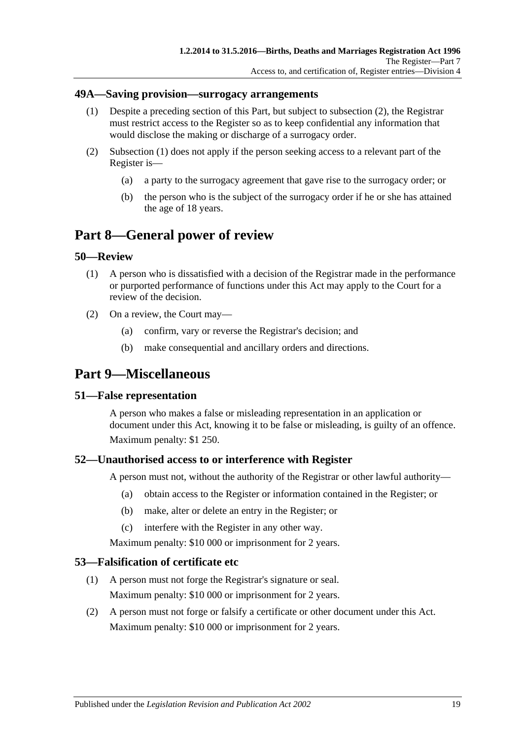### 49A—Saving provision—surrogacy arrangements

(1) Despite a preceding section of this Part, but subject to subsection (2), the Registrar must restrict access to the Register so as to keep confidential any information that would disclose the making or discharge of a surrogacy order.

(2) Subsection (1) does not apply if the person seeking access to a relevant part of the Register is—

(a) a party to the surrogacy agreement that gave rise to the surrogacy order; or

(b) the person who is the subject of the surrogacy order if he or she has attained the age of 18 years.

# Part 8—General power of review

### 50—Review

(1) A person who is dissatisfied with a decision of the Registrar made in the performance or purported performance of functions under this Act may apply to the Court for a review of the decision.

(2) On a review, the Court may—

(a) confirm, vary or reverse the Registrar's decision; and

(b) make consequential and ancillary orders and directions.

# Part 9—Miscellaneous

### 51—False representation

A person who makes a false or misleading representation in an application or document under this Act, knowing it to be false or misleading, is guilty of an offence.

Maximum penalty: $1 250.

### 52—Unauthorised access to or interference with Register

A person must not, without the authority of the Registrar or other lawful authority—

(a) obtain access to the Register or information contained in the Register; or

(b) make, alter or delete an entry in the Register; or

(c) interfere with the Register in any other way.

Maximum penalty: $10 000 or imprisonment for 2 years.

### 53—Falsification of certificate etc

(1) A person must not forge the Registrar's signature or seal.

Maximum penalty: $10 000 or imprisonment for 2 years.

(2) A person must not forge or falsify a certificate or other document under this Act.

Maximum penalty: $10 000 or imprisonment for 2 years.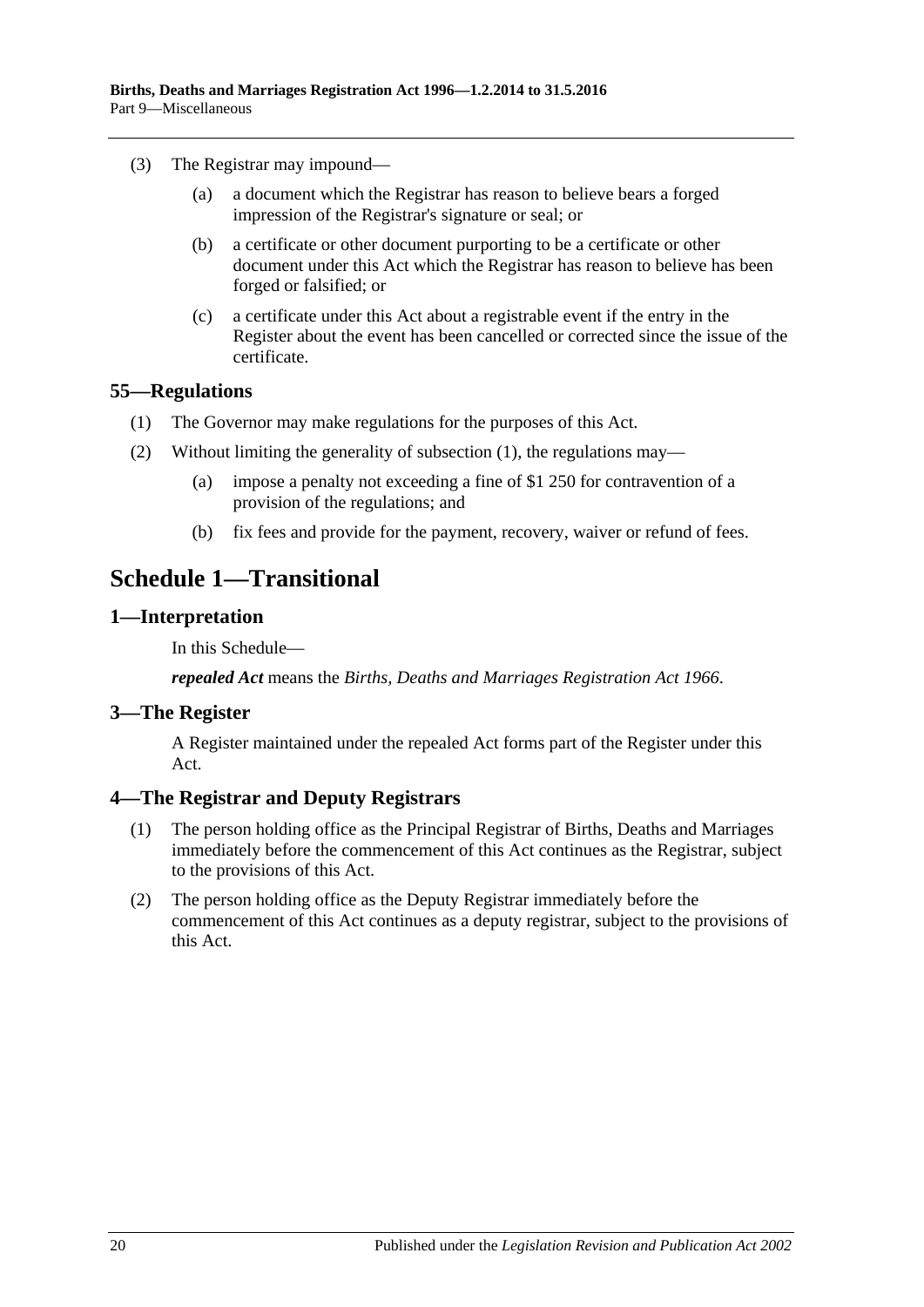(3) The Registrar may impound—

(a) a document which the Registrar has reason to believe bears a forged impression of the Registrar's signature or seal; or

(b) a certificate or other document purporting to be a certificate or other document under this Act which the Registrar has reason to believe has been forged or falsified; or

(c) a certificate under this Act about a registrable event if the entry in the Register about the event has been cancelled or corrected since the issue of the certificate.

## 55—Regulations

(1) The Governor may make regulations for the purposes of this Act.

(2) Without limiting the generality of subsection (1), the regulations may—

(a) impose a penalty not exceeding a fine of $1 250 for contravention of a provision of the regulations; and

(b) fix fees and provide for the payment, recovery, waiver or refund of fees.

# Schedule 1—Transitional

## 1—Interpretation

In this Schedule—

***repealed Act*** means the *Births, Deaths and Marriages Registration Act 1966*.

## 3—The Register

A Register maintained under the repealed Act forms part of the Register under this Act.

## 4—The Registrar and Deputy Registrars

(1) The person holding office as the Principal Registrar of Births, Deaths and Marriages immediately before the commencement of this Act continues as the Registrar, subject to the provisions of this Act.

(2) The person holding office as the Deputy Registrar immediately before the commencement of this Act continues as a deputy registrar, subject to the provisions of this Act.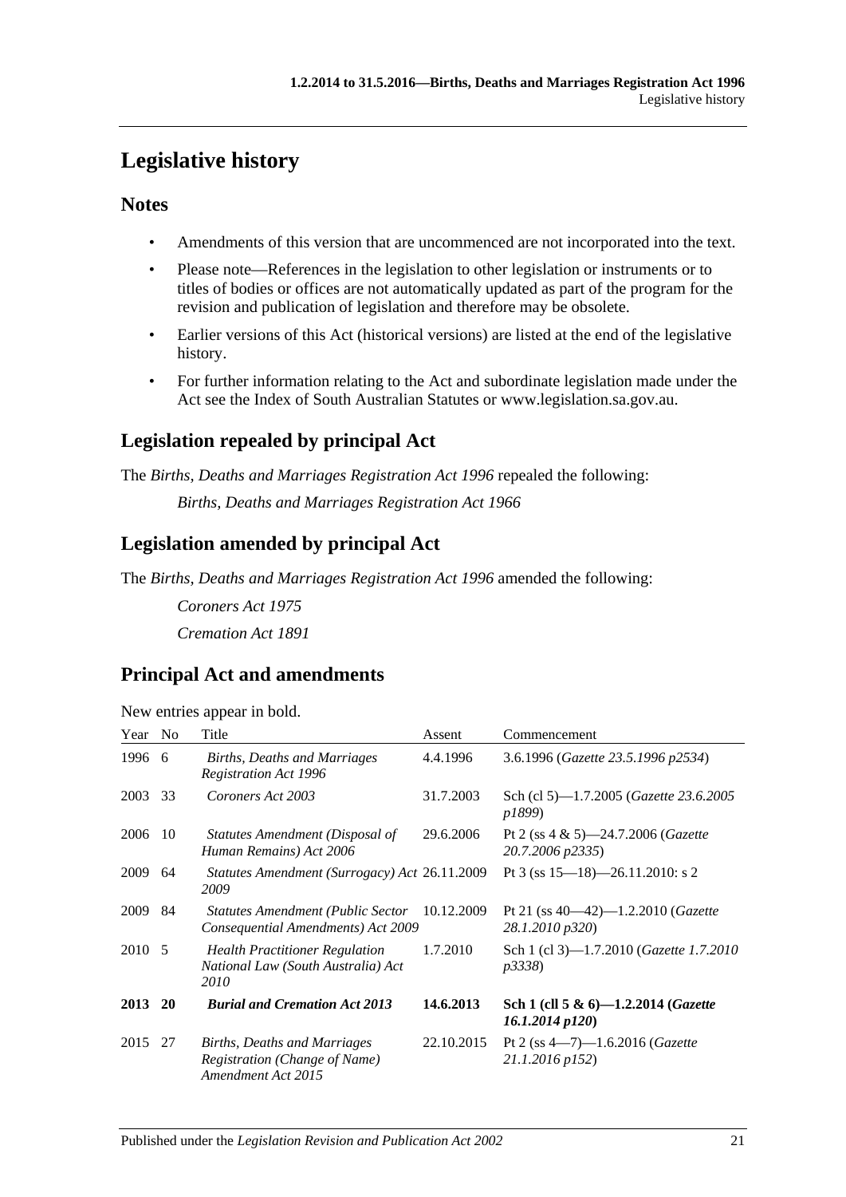# Legislative history

## Notes

- Amendments of this version that are uncommenced are not incorporated into the text.
- Please note—References in the legislation to other legislation or instruments or to titles of bodies or offices are not automatically updated as part of the program for the revision and publication of legislation and therefore may be obsolete.
- Earlier versions of this Act (historical versions) are listed at the end of the legislative history.
- For further information relating to the Act and subordinate legislation made under the Act see the Index of South Australian Statutes or www.legislation.sa.gov.au.

## Legislation repealed by principal Act

The *Births, Deaths and Marriages Registration Act 1996* repealed the following:

*Births, Deaths and Marriages Registration Act 1966*

## Legislation amended by principal Act

The *Births, Deaths and Marriages Registration Act 1996* amended the following:

*Coroners Act 1975*

*Cremation Act 1891*

## Principal Act and amendments

New entries appear in bold.

| Year | No | Title | Assent | Commencement |
|---|---|---|---|---|
| 1996 | 6 | *Births, Deaths and Marriages Registration Act 1996* | 4.4.1996 | 3.6.1996 (*Gazette 23.5.1996 p2534*) |
| 2003 | 33 | *Coroners Act 2003* | 31.7.2003 | Sch (cl 5)—1.7.2005 (*Gazette 23.6.2005 p1899*) |
| 2006 | 10 | *Statutes Amendment (Disposal of Human Remains) Act 2006* | 29.6.2006 | Pt 2 (ss 4 & 5)—24.7.2006 (*Gazette 20.7.2006 p2335*) |
| 2009 | 64 | *Statutes Amendment (Surrogacy) Act 2009* | 26.11.2009 | Pt 3 (ss 15—18)—26.11.2010: s 2 |
| 2009 | 84 | *Statutes Amendment (Public Sector Consequential Amendments) Act 2009* | 10.12.2009 | Pt 21 (ss 40—42)—1.2.2010 (*Gazette 28.1.2010 p320*) |
| 2010 | 5 | *Health Practitioner Regulation National Law (South Australia) Act 2010* | 1.7.2010 | Sch 1 (cl 3)—1.7.2010 (*Gazette 1.7.2010 p3338*) |
| **2013** | **20** | ***Burial and Cremation Act 2013*** | **14.6.2013** | **Sch 1 (cll 5 & 6)—1.2.2014 (*Gazette 16.1.2014 p120*)** |
| 2015 | 27 | *Births, Deaths and Marriages Registration (Change of Name) Amendment Act 2015* | 22.10.2015 | Pt 2 (ss 4—7)—1.6.2016 (*Gazette 21.1.2016 p152*) |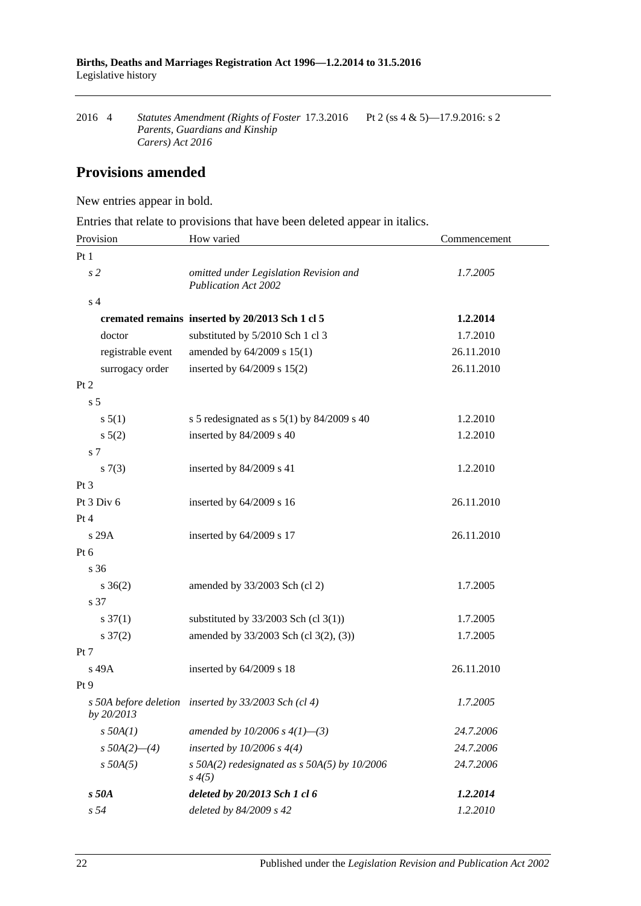| | | | | |
|---|---|---|---|---|
| 2016 | 4 | *Statutes Amendment (Rights of Foster Parents, Guardians and Kinship Carers) Act 2016* | 17.3.2016 | Pt 2 (ss 4 & 5)—17.9.2016: s 2 |

## Provisions amended

New entries appear in bold.

Entries that relate to provisions that have been deleted appear in italics.

| Provision | How varied | Commencement |
|---|---|---|
| Pt 1 | | |
| *s 2* | *omitted under Legislation Revision and Publication Act 2002* | *1.7.2005* |
| s 4 | | |
| **cremated remains** | **inserted by 20/2013 Sch 1 cl 5** | **1.2.2014** |
| doctor | substituted by 5/2010 Sch 1 cl 3 | 1.7.2010 |
| registrable event | amended by 64/2009 s 15(1) | 26.11.2010 |
| surrogacy order | inserted by 64/2009 s 15(2) | 26.11.2010 |
| Pt 2 | | |
| s 5 | | |
| s 5(1) | s 5 redesignated as s 5(1) by 84/2009 s 40 | 1.2.2010 |
| s 5(2) | inserted by 84/2009 s 40 | 1.2.2010 |
| s 7 | | |
| s 7(3) | inserted by 84/2009 s 41 | 1.2.2010 |
| Pt 3 | | |
| Pt 3 Div 6 | inserted by 64/2009 s 16 | 26.11.2010 |
| Pt 4 | | |
| s 29A | inserted by 64/2009 s 17 | 26.11.2010 |
| Pt 6 | | |
| s 36 | | |
| s 36(2) | amended by 33/2003 Sch (cl 2) | 1.7.2005 |
| s 37 | | |
| s 37(1) | substituted by 33/2003 Sch (cl 3(1)) | 1.7.2005 |
| s 37(2) | amended by 33/2003 Sch (cl 3(2), (3)) | 1.7.2005 |
| Pt 7 | | |
| s 49A | inserted by 64/2009 s 18 | 26.11.2010 |
| Pt 9 | | |
| *s 50A before deletion by 20/2013* | *inserted by 33/2003 Sch (cl 4)* | *1.7.2005* |
| *s 50A(1)* | *amended by 10/2006 s 4(1)—(3)* | *24.7.2006* |
| *s 50A(2)—(4)* | *inserted by 10/2006 s 4(4)* | *24.7.2006* |
| *s 50A(5)* | *s 50A(2) redesignated as s 50A(5) by 10/2006 s 4(5)* | *24.7.2006* |
| ***s 50A*** | ***deleted by 20/2013 Sch 1 cl 6*** | ***1.2.2014*** |
| *s 54* | *deleted by 84/2009 s 42* | *1.2.2010* |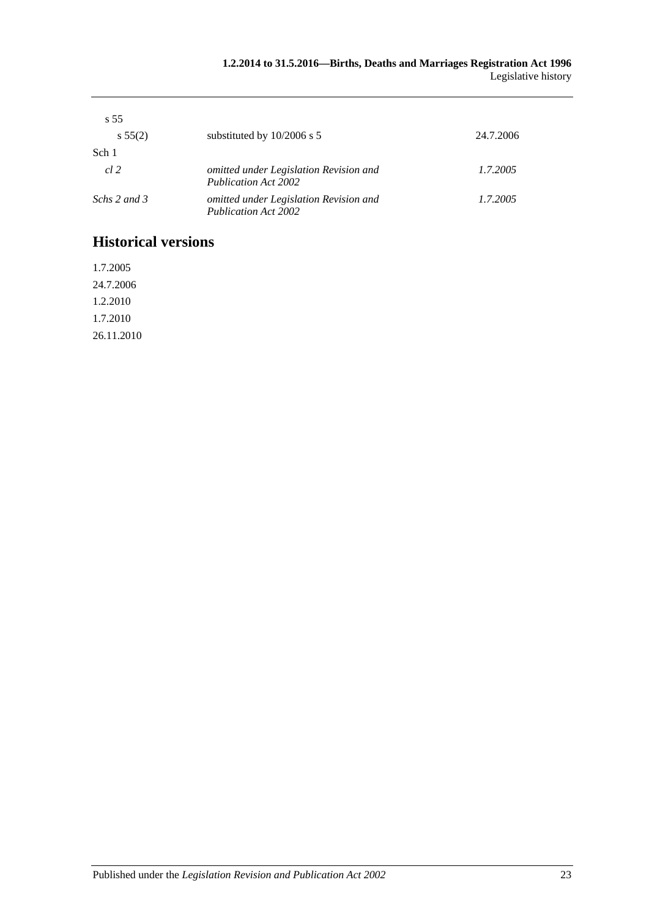| | | |
|---|---|---|
| s 55 | | |
| s 55(2) | substituted by 10/2006 s 5 | 24.7.2006 |
| Sch 1 | | |
| *cl 2* | *omitted under Legislation Revision and Publication Act 2002* | *1.7.2005* |
| *Schs 2 and 3* | *omitted under Legislation Revision and Publication Act 2002* | *1.7.2005* |

## Historical versions

1.7.2005

24.7.2006

1.2.2010

1.7.2010

26.11.2010